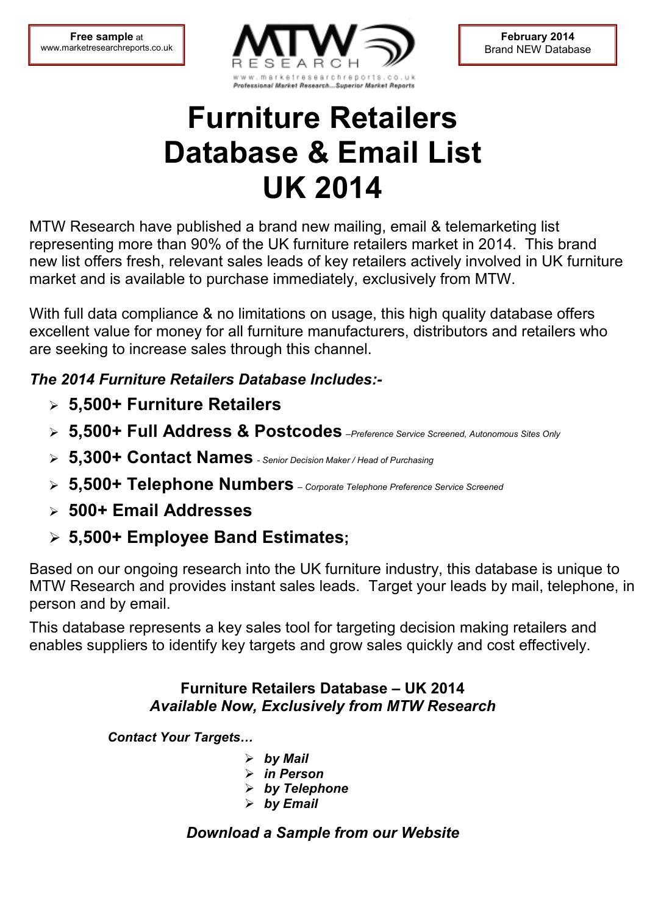**Free sample** at www.marketresearchreports.co.uk

MTW RESEARCH
www.marketresearchreports.co.uk
Professional Market Research...Superior Market Reports

**February 2014**
Brand NEW Database

# Furniture Retailers Database & Email List UK 2014

MTW Research have published a brand new mailing, email & telemarketing list representing more than 90% of the UK furniture retailers market in 2014. This brand new list offers fresh, relevant sales leads of key retailers actively involved in UK furniture market and is available to purchase immediately, exclusively from MTW.

With full data compliance & no limitations on usage, this high quality database offers excellent value for money for all furniture manufacturers, distributors and retailers who are seeking to increase sales through this channel.

***The 2014 Furniture Retailers Database Includes:-***

- **5,500+ Furniture Retailers**
- **5,500+ Full Address & Postcodes** *–Preference Service Screened, Autonomous Sites Only*
- **5,300+ Contact Names** *- Senior Decision Maker / Head of Purchasing*
- **5,500+ Telephone Numbers** *– Corporate Telephone Preference Service Screened*
- **500+ Email Addresses**
- **5,500+ Employee Band Estimates;**

Based on our ongoing research into the UK furniture industry, this database is unique to MTW Research and provides instant sales leads. Target your leads by mail, telephone, in person and by email.

This database represents a key sales tool for targeting decision making retailers and enables suppliers to identify key targets and grow sales quickly and cost effectively.

**Furniture Retailers Database – UK 2014**
***Available Now, Exclusively from MTW Research***

***Contact Your Targets…***

- ***by Mail***
- ***in Person***
- ***by Telephone***
- ***by Email***

***Download a Sample from our Website***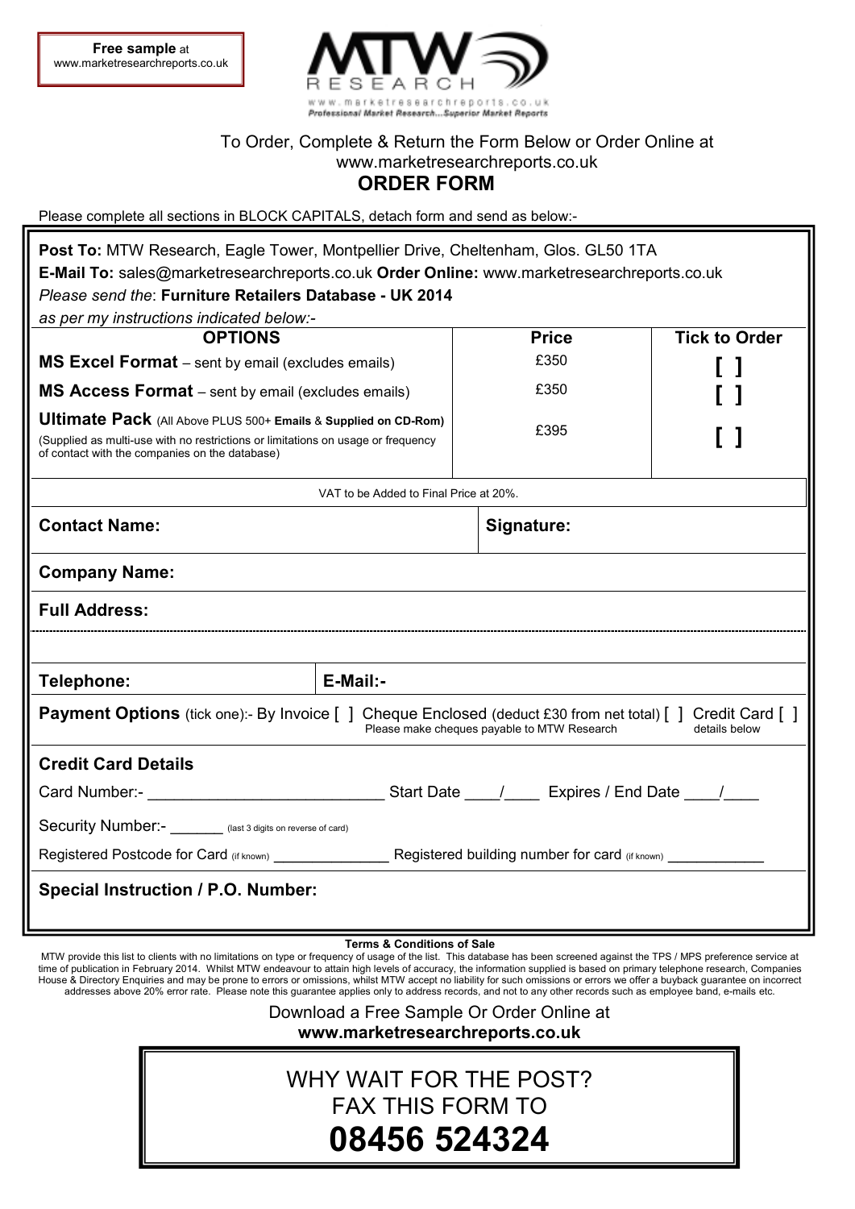**Free sample** at
www.marketresearchreports.co.uk

MTW RESEARCH
www.marketresearchreports.co.uk
*Professional Market Research...Superior Market Reports*

To Order, Complete & Return the Form Below or Order Online at
www.marketresearchreports.co.uk

## ORDER FORM

Please complete all sections in BLOCK CAPITALS, detach form and send as below:-

**Post To:** MTW Research, Eagle Tower, Montpellier Drive, Cheltenham, Glos. GL50 1TA
**E-Mail To:** sales@marketresearchreports.co.uk **Order Online:** www.marketresearchreports.co.uk
*Please send the*: **Furniture Retailers Database - UK 2014**
*as per my instructions indicated below:-*

| OPTIONS | Price | Tick to Order |
|---|---|---|
| **MS Excel Format** – sent by email (excludes emails) | £350 | [ ] |
| **MS Access Format** – sent by email (excludes emails) | £350 | [ ] |
| **Ultimate Pack** (All Above PLUS 500+ **Emails** & **Supplied on CD-Rom**) (Supplied as multi-use with no restrictions or limitations on usage or frequency of contact with the companies on the database) | £395 | [ ] |

VAT to be Added to Final Price at 20%.

**Contact Name:**

**Signature:**

**Company Name:**

**Full Address:**

**Telephone:**

**E-Mail:-**

**Payment Options** (tick one):- By Invoice [ ] Cheque Enclosed (deduct £30 from net total) [ ] Credit Card [ ]
Please make cheques payable to MTW Research — details below

**Credit Card Details**

Card Number:- ___________________________ Start Date ____/____ Expires / End Date ____/____

Security Number:- _______ (last 3 digits on reverse of card)

Registered Postcode for Card (if known) ______________ Registered building number for card (if known) ___________

**Special Instruction / P.O. Number:**

**Terms & Conditions of Sale**

MTW provide this list to clients with no limitations on type or frequency of usage of the list. This database has been screened against the TPS / MPS preference service at time of publication in February 2014. Whilst MTW endeavour to attain high levels of accuracy, the information supplied is based on primary telephone research, Companies House & Directory Enquiries and may be prone to errors or omissions, whilst MTW accept no liability for such omissions or errors we offer a buyback guarantee on incorrect addresses above 20% error rate. Please note this guarantee applies only to address records, and not to any other records such as employee band, e-mails etc.

Download a Free Sample Or Order Online at
**www.marketresearchreports.co.uk**

WHY WAIT FOR THE POST?
FAX THIS FORM TO
**08456 524324**